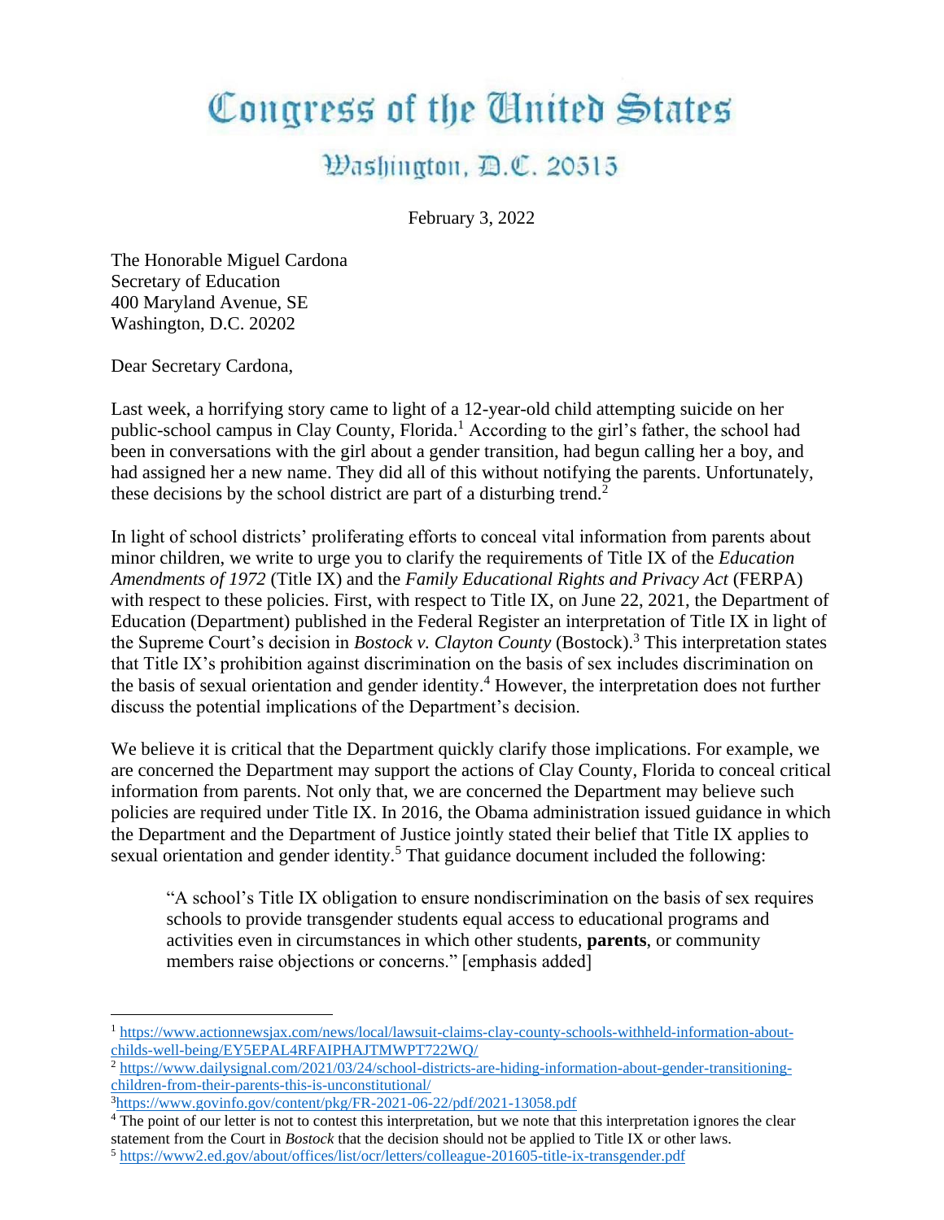# Congress of the United States

## Washington, D.C. 20515

February 3, 2022

The Honorable Miguel Cardona
Secretary of Education
400 Maryland Avenue, SE
Washington, D.C. 20202

Dear Secretary Cardona,

Last week, a horrifying story came to light of a 12-year-old child attempting suicide on her public-school campus in Clay County, Florida.[1] According to the girl's father, the school had been in conversations with the girl about a gender transition, had begun calling her a boy, and had assigned her a new name. They did all of this without notifying the parents. Unfortunately, these decisions by the school district are part of a disturbing trend.[2]

In light of school districts' proliferating efforts to conceal vital information from parents about minor children, we write to urge you to clarify the requirements of Title IX of the *Education Amendments of 1972* (Title IX) and the *Family Educational Rights and Privacy Act* (FERPA) with respect to these policies. First, with respect to Title IX, on June 22, 2021, the Department of Education (Department) published in the Federal Register an interpretation of Title IX in light of the Supreme Court's decision in *Bostock v. Clayton County* (Bostock).[3] This interpretation states that Title IX's prohibition against discrimination on the basis of sex includes discrimination on the basis of sexual orientation and gender identity.[4] However, the interpretation does not further discuss the potential implications of the Department's decision.

We believe it is critical that the Department quickly clarify those implications. For example, we are concerned the Department may support the actions of Clay County, Florida to conceal critical information from parents. Not only that, we are concerned the Department may believe such policies are required under Title IX. In 2016, the Obama administration issued guidance in which the Department and the Department of Justice jointly stated their belief that Title IX applies to sexual orientation and gender identity.[5] That guidance document included the following:

> "A school's Title IX obligation to ensure nondiscrimination on the basis of sex requires schools to provide transgender students equal access to educational programs and activities even in circumstances in which other students, **parents**, or community members raise objections or concerns." [emphasis added]

---

[1] https://www.actionnewsjax.com/news/local/lawsuit-claims-clay-county-schools-withheld-information-about-childs-well-being/EY5EPAL4RFAIPHAJTMWPT722WQ/

[2] https://www.dailysignal.com/2021/03/24/school-districts-are-hiding-information-about-gender-transitioning-children-from-their-parents-this-is-unconstitutional/

[3] https://www.govinfo.gov/content/pkg/FR-2021-06-22/pdf/2021-13058.pdf

[4] The point of our letter is not to contest this interpretation, but we note that this interpretation ignores the clear statement from the Court in *Bostock* that the decision should not be applied to Title IX or other laws.

[5] https://www2.ed.gov/about/offices/list/ocr/letters/colleague-201605-title-ix-transgender.pdf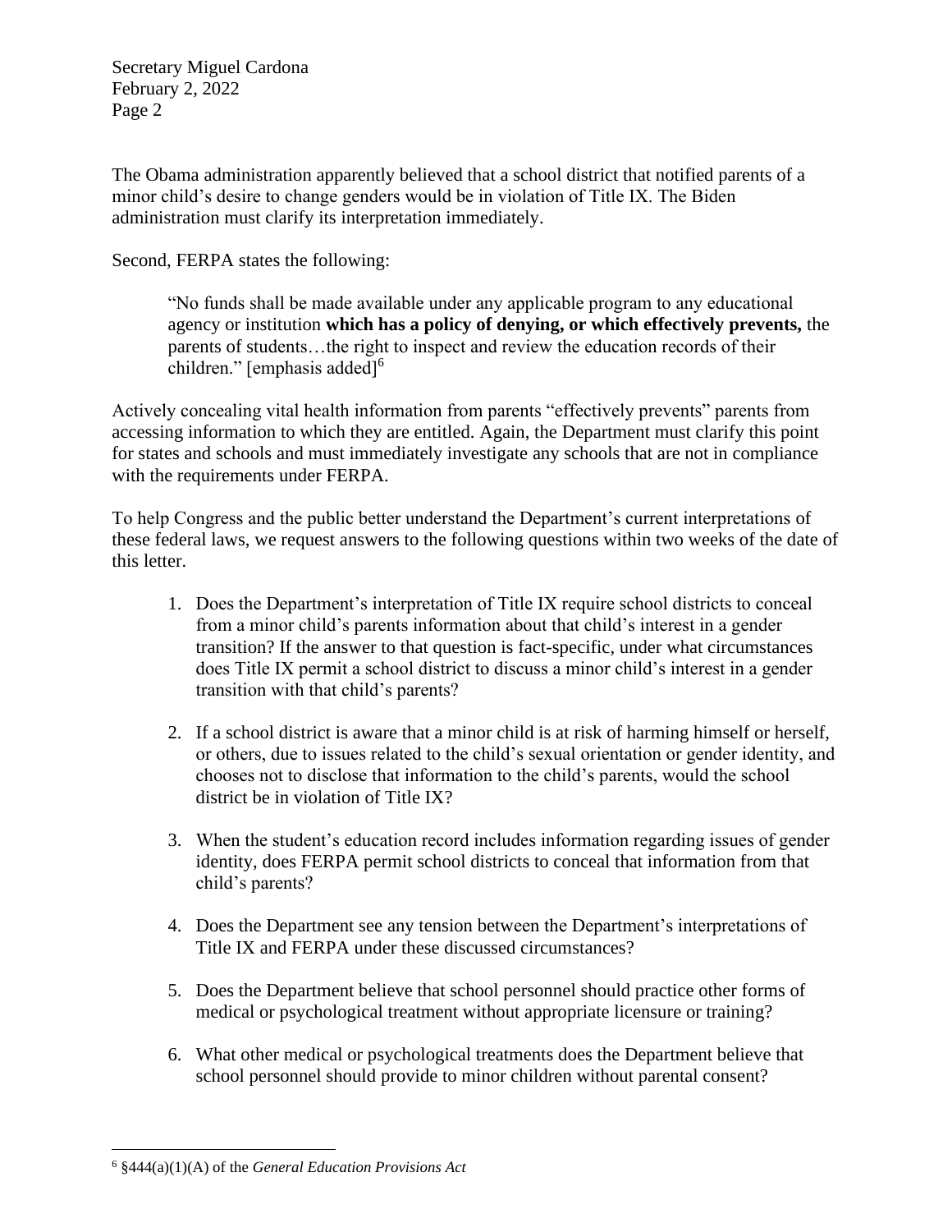The Obama administration apparently believed that a school district that notified parents of a minor child's desire to change genders would be in violation of Title IX. The Biden administration must clarify its interpretation immediately.

Second, FERPA states the following:

> "No funds shall be made available under any applicable program to any educational agency or institution **which has a policy of denying, or which effectively prevents,** the parents of students…the right to inspect and review the education records of their children." [emphasis added][6]

Actively concealing vital health information from parents "effectively prevents" parents from accessing information to which they are entitled. Again, the Department must clarify this point for states and schools and must immediately investigate any schools that are not in compliance with the requirements under FERPA.

To help Congress and the public better understand the Department's current interpretations of these federal laws, we request answers to the following questions within two weeks of the date of this letter.

1. Does the Department's interpretation of Title IX require school districts to conceal from a minor child's parents information about that child's interest in a gender transition? If the answer to that question is fact-specific, under what circumstances does Title IX permit a school district to discuss a minor child's interest in a gender transition with that child's parents?

2. If a school district is aware that a minor child is at risk of harming himself or herself, or others, due to issues related to the child's sexual orientation or gender identity, and chooses not to disclose that information to the child's parents, would the school district be in violation of Title IX?

3. When the student's education record includes information regarding issues of gender identity, does FERPA permit school districts to conceal that information from that child's parents?

4. Does the Department see any tension between the Department's interpretations of Title IX and FERPA under these discussed circumstances?

5. Does the Department believe that school personnel should practice other forms of medical or psychological treatment without appropriate licensure or training?

6. What other medical or psychological treatments does the Department believe that school personnel should provide to minor children without parental consent?

---

[6] §444(a)(1)(A) of the *General Education Provisions Act*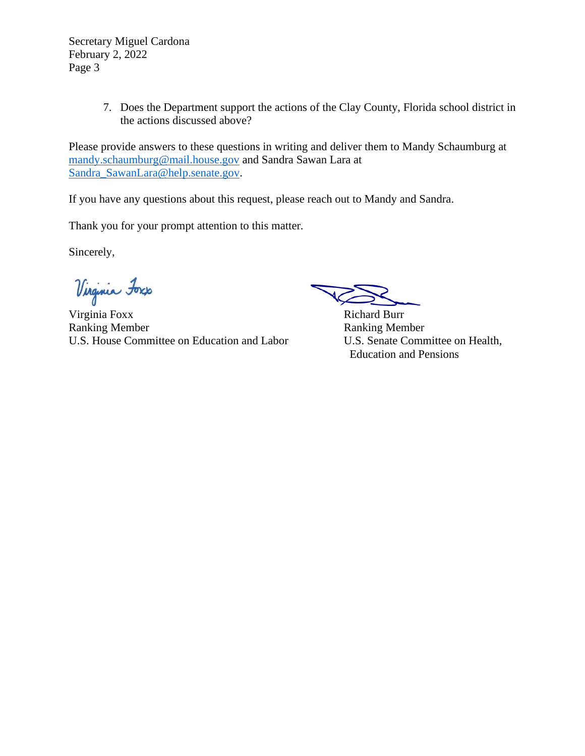7. Does the Department support the actions of the Clay County, Florida school district in the actions discussed above?

Please provide answers to these questions in writing and deliver them to Mandy Schaumburg at mandy.schaumburg@mail.house.gov and Sandra Sawan Lara at Sandra_SawanLara@help.senate.gov.

If you have any questions about this request, please reach out to Mandy and Sandra.

Thank you for your prompt attention to this matter.

Sincerely,

Virginia Foxx
Ranking Member
U.S. House Committee on Education and Labor

Richard Burr
Ranking Member
U.S. Senate Committee on Health, Education and Pensions